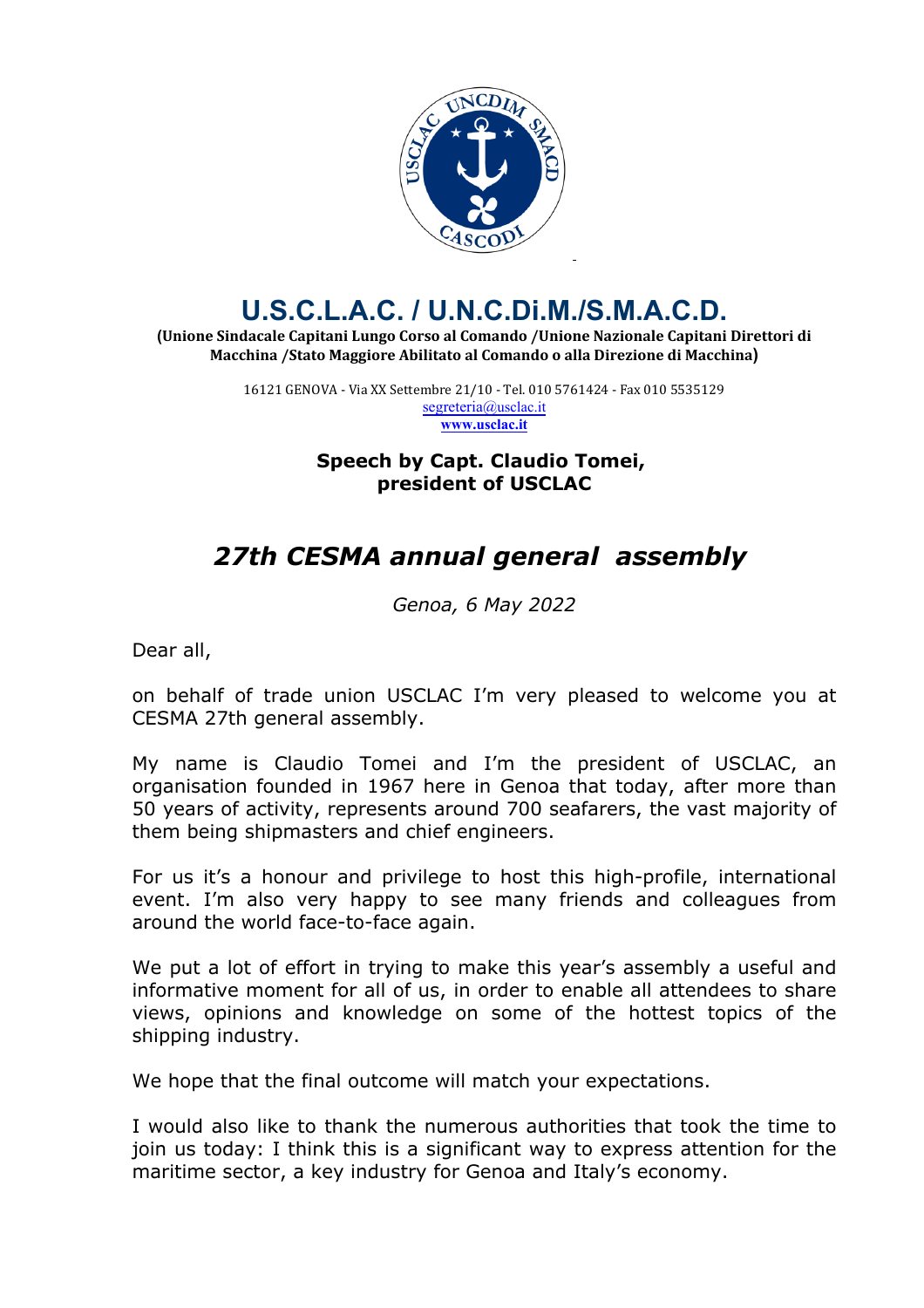# U.S.C.L.A.C. / U.N.C.Di.M./S.M.A.C.D.

**(Unione Sindacale Capitani Lungo Corso al Comando /Unione Nazionale Capitani Direttori di Macchina /Stato Maggiore Abilitato al Comando o alla Direzione di Macchina)**

16121 GENOVA - Via XX Settembre 21/10 - Tel. 010 5761424 - Fax 010 5535129
segreteria@usclac.it
**www.usclac.it**

**Speech by Capt. Claudio Tomei, president of USCLAC**

## *27th CESMA annual general assembly*

*Genoa, 6 May 2022*

Dear all,

on behalf of trade union USCLAC I'm very pleased to welcome you at CESMA 27th general assembly.

My name is Claudio Tomei and I'm the president of USCLAC, an organisation founded in 1967 here in Genoa that today, after more than 50 years of activity, represents around 700 seafarers, the vast majority of them being shipmasters and chief engineers.

For us it's a honour and privilege to host this high-profile, international event. I'm also very happy to see many friends and colleagues from around the world face-to-face again.

We put a lot of effort in trying to make this year's assembly a useful and informative moment for all of us, in order to enable all attendees to share views, opinions and knowledge on some of the hottest topics of the shipping industry.

We hope that the final outcome will match your expectations.

I would also like to thank the numerous authorities that took the time to join us today: I think this is a significant way to express attention for the maritime sector, a key industry for Genoa and Italy's economy.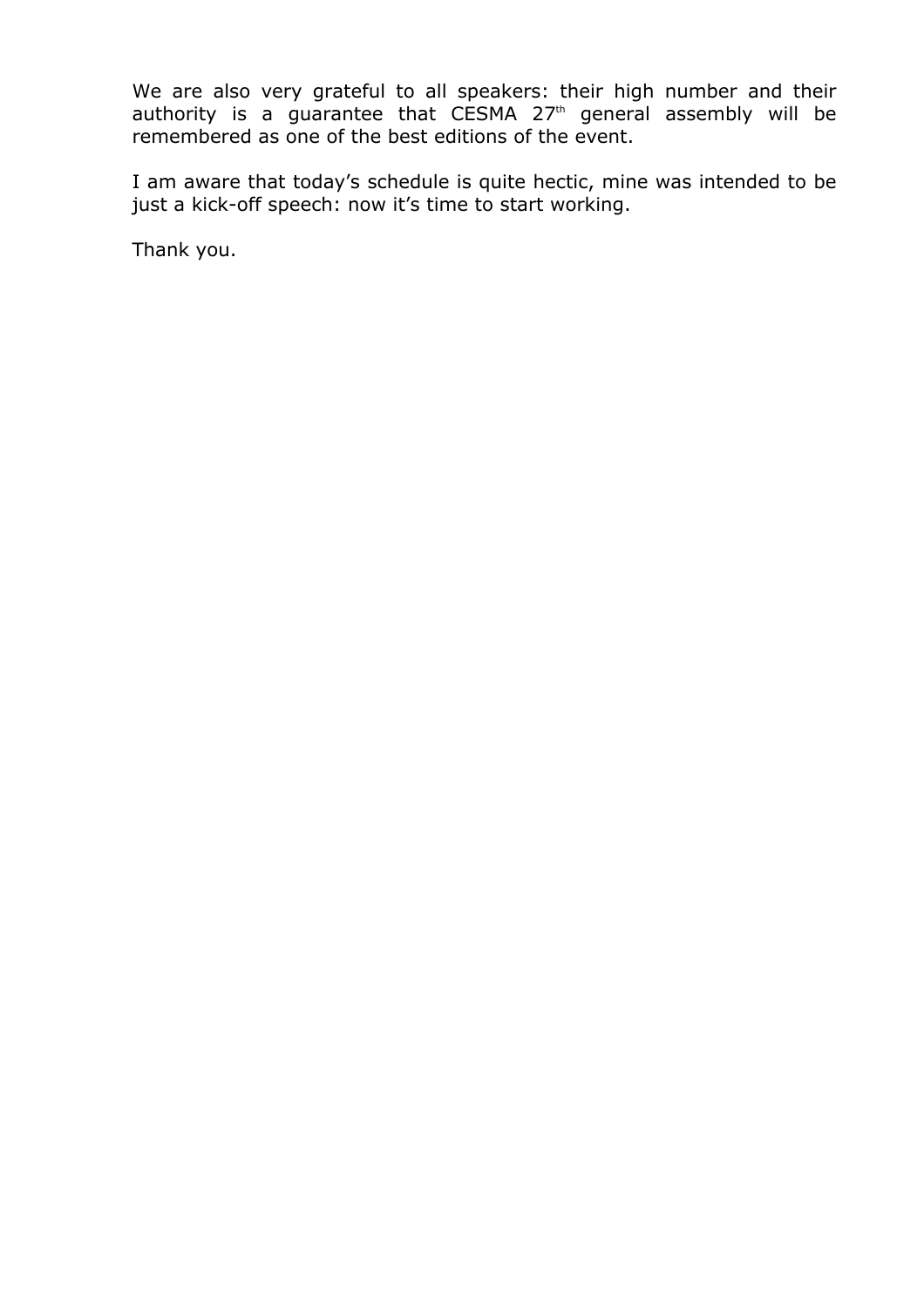We are also very grateful to all speakers: their high number and their authority is a guarantee that CESMA 27th general assembly will be remembered as one of the best editions of the event.

I am aware that today's schedule is quite hectic, mine was intended to be just a kick-off speech: now it's time to start working.

Thank you.